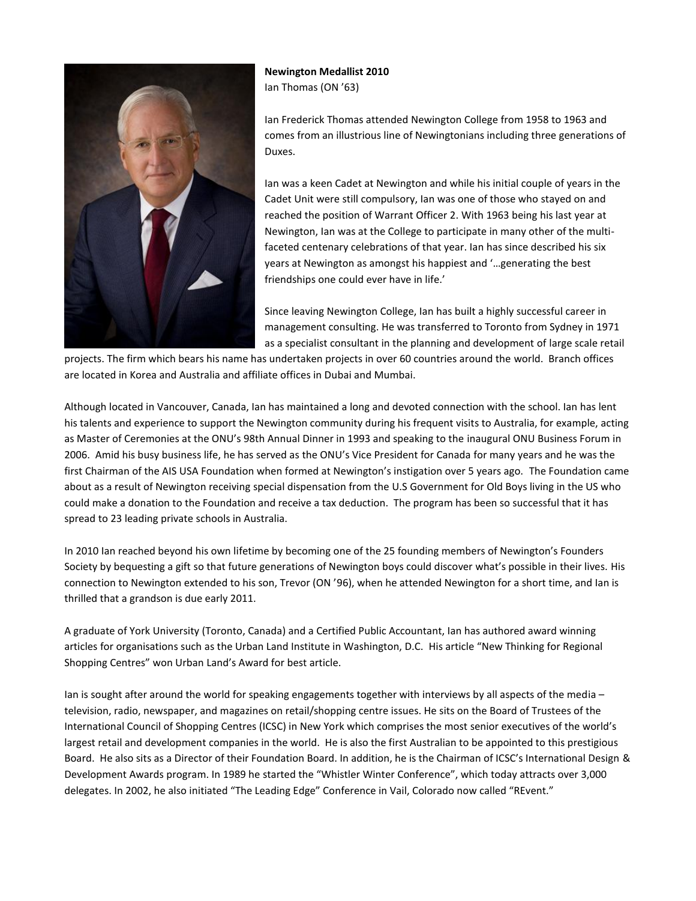**Newington Medallist 2010**
Ian Thomas (ON '63)

Ian Frederick Thomas attended Newington College from 1958 to 1963 and comes from an illustrious line of Newingtonians including three generations of Duxes.

Ian was a keen Cadet at Newington and while his initial couple of years in the Cadet Unit were still compulsory, Ian was one of those who stayed on and reached the position of Warrant Officer 2. With 1963 being his last year at Newington, Ian was at the College to participate in many other of the multi-faceted centenary celebrations of that year. Ian has since described his six years at Newington as amongst his happiest and '…generating the best friendships one could ever have in life.'

Since leaving Newington College, Ian has built a highly successful career in management consulting. He was transferred to Toronto from Sydney in 1971 as a specialist consultant in the planning and development of large scale retail projects. The firm which bears his name has undertaken projects in over 60 countries around the world. Branch offices are located in Korea and Australia and affiliate offices in Dubai and Mumbai.

Although located in Vancouver, Canada, Ian has maintained a long and devoted connection with the school. Ian has lent his talents and experience to support the Newington community during his frequent visits to Australia, for example, acting as Master of Ceremonies at the ONU's 98th Annual Dinner in 1993 and speaking to the inaugural ONU Business Forum in 2006. Amid his busy business life, he has served as the ONU's Vice President for Canada for many years and he was the first Chairman of the AIS USA Foundation when formed at Newington's instigation over 5 years ago. The Foundation came about as a result of Newington receiving special dispensation from the U.S Government for Old Boys living in the US who could make a donation to the Foundation and receive a tax deduction. The program has been so successful that it has spread to 23 leading private schools in Australia.

In 2010 Ian reached beyond his own lifetime by becoming one of the 25 founding members of Newington's Founders Society by bequesting a gift so that future generations of Newington boys could discover what's possible in their lives. His connection to Newington extended to his son, Trevor (ON '96), when he attended Newington for a short time, and Ian is thrilled that a grandson is due early 2011.

A graduate of York University (Toronto, Canada) and a Certified Public Accountant, Ian has authored award winning articles for organisations such as the Urban Land Institute in Washington, D.C. His article "New Thinking for Regional Shopping Centres" won Urban Land's Award for best article.

Ian is sought after around the world for speaking engagements together with interviews by all aspects of the media – television, radio, newspaper, and magazines on retail/shopping centre issues. He sits on the Board of Trustees of the International Council of Shopping Centres (ICSC) in New York which comprises the most senior executives of the world's largest retail and development companies in the world. He is also the first Australian to be appointed to this prestigious Board. He also sits as a Director of their Foundation Board. In addition, he is the Chairman of ICSC's International Design & Development Awards program. In 1989 he started the "Whistler Winter Conference", which today attracts over 3,000 delegates. In 2002, he also initiated "The Leading Edge" Conference in Vail, Colorado now called "REvent."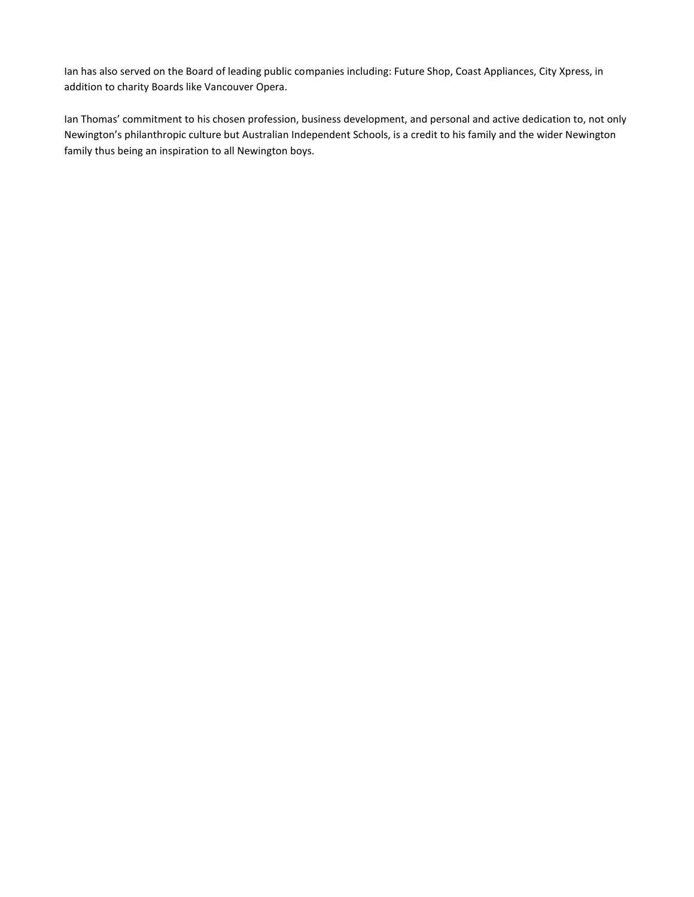Ian has also served on the Board of leading public companies including: Future Shop, Coast Appliances, City Xpress, in addition to charity Boards like Vancouver Opera.

Ian Thomas' commitment to his chosen profession, business development, and personal and active dedication to, not only Newington's philanthropic culture but Australian Independent Schools, is a credit to his family and the wider Newington family thus being an inspiration to all Newington boys.